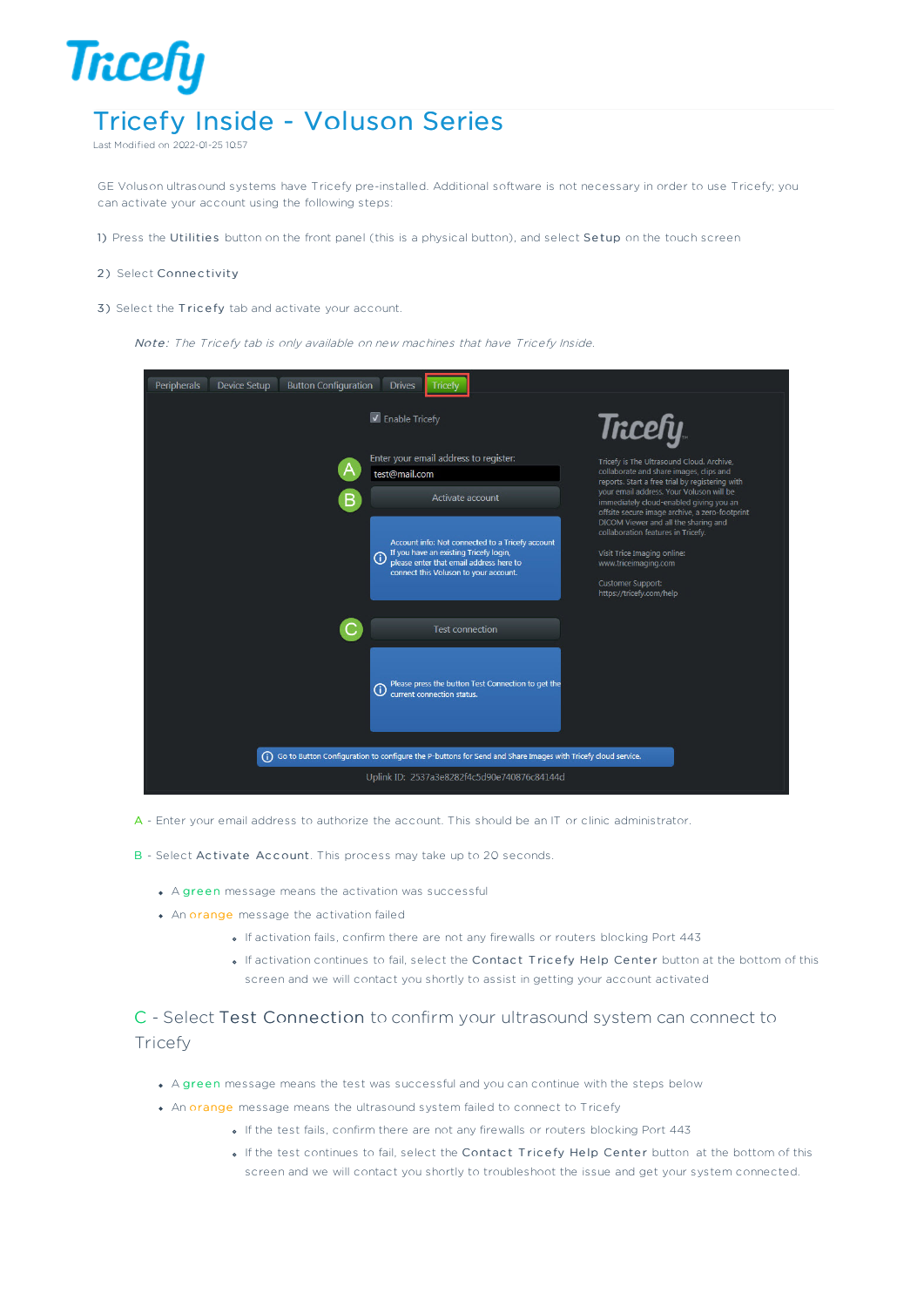# Tricefy Inside - Voluson Series

Last Modified on 2022-01-25 10:57

GE Voluson ultrasound systems have Tricefy pre-installed. Additional software is not necessary in order to use Tricefy; you can activate your account using the following steps:

1) Press the **Utilities** button on the front panel (this is a physical button), and select **Setup** on the touch screen

2) Select **Connectivity**

3) Select the **Tricefy** tab and activate your account.

> ***Note****: The Tricefy tab is only available on new machines that have Tricefy Inside.*

A - Enter your email address to authorize the account. This should be an IT or clinic administrator.

B - Select **Activate Account**. This process may take up to 20 seconds.

- A green message means the activation was successful
- An orange message the activation failed
  - If activation fails, confirm there are not any firewalls or routers blocking Port 443
  - If activation continues to fail, select the **Contact Tricefy Help Center** button at the bottom of this screen and we will contact you shortly to assist in getting your account activated

## C - Select **Test Connection** to confirm your ultrasound system can connect to Tricefy

- A green message means the test was successful and you can continue with the steps below
- An orange message means the ultrasound system failed to connect to Tricefy
  - If the test fails, confirm there are not any firewalls or routers blocking Port 443
  - If the test continues to fail, select the **Contact Tricefy Help Center** button at the bottom of this screen and we will contact you shortly to troubleshoot the issue and get your system connected.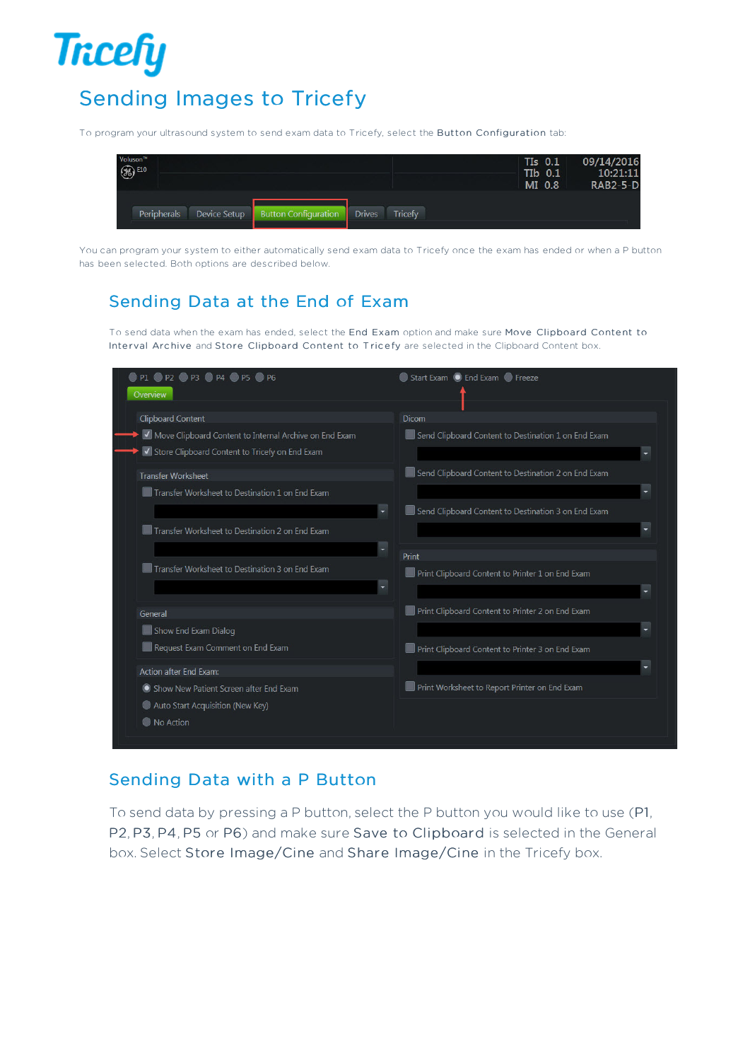# Sending Images to Tricefy

To program your ultrasound system to send exam data to Tricefy, select the **Button Configuration** tab:

You can program your system to either automatically send exam data to Tricefy once the exam has ended or when a P button has been selected. Both options are described below.

## Sending Data at the End of Exam

To send data when the exam has ended, select the **End Exam** option and make sure **Move Clipboard Content to Interval Archive** and **Store Clipboard Content to Tricefy** are selected in the Clipboard Content box.

## Sending Data with a P Button

To send data by pressing a P button, select the P button you would like to use (**P1**, **P2**, **P3**, **P4**, **P5** or **P6**) and make sure **Save to Clipboard** is selected in the General box. Select **Store Image/Cine** and **Share Image/Cine** in the Tricefy box.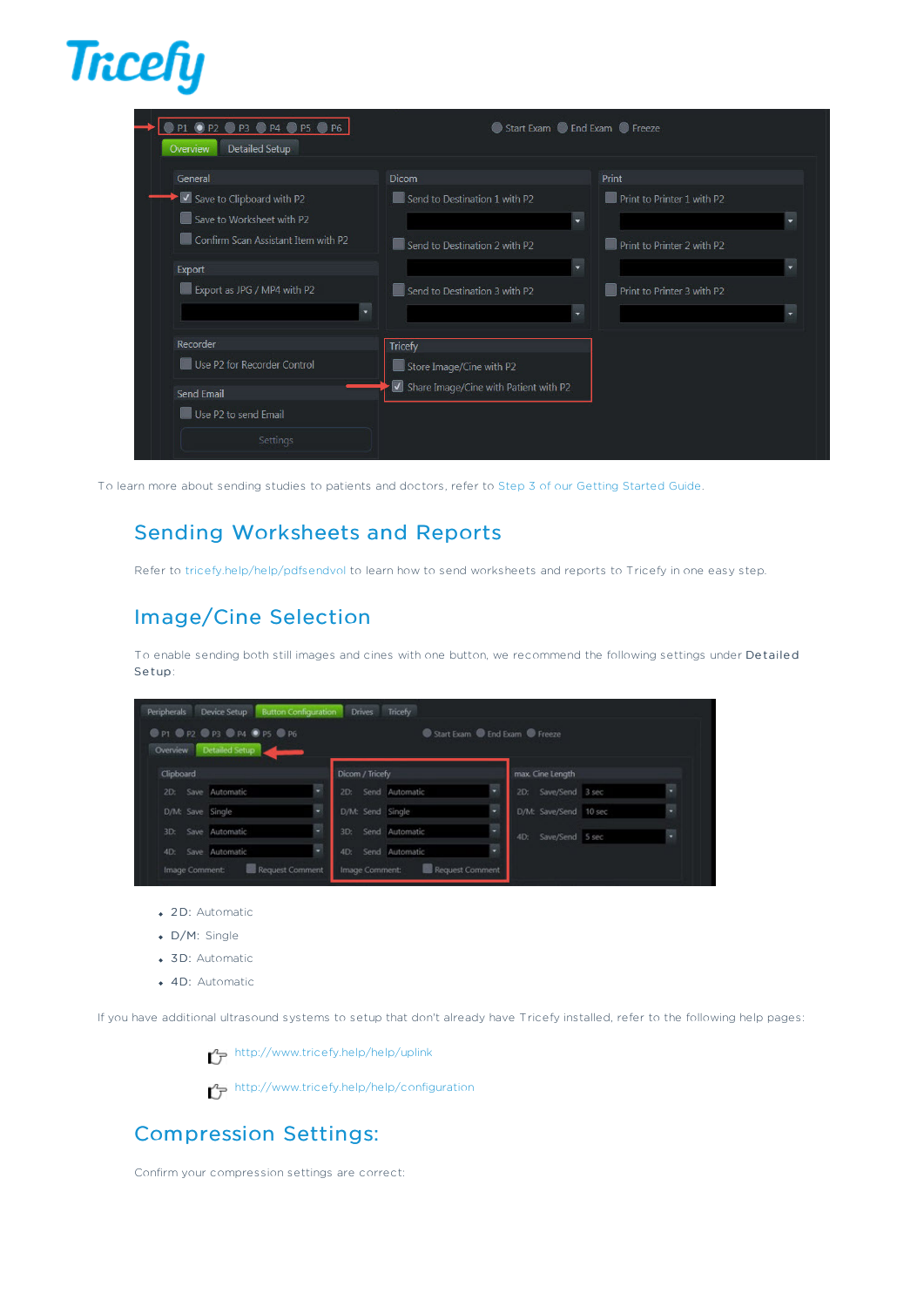To learn more about sending studies to patients and doctors, refer to Step 3 of our Getting Started Guide.

## Sending Worksheets and Reports

Refer to tricefy.help/help/pdfsendvol to learn how to send worksheets and reports to Tricefy in one easy step.

## Image/Cine Selection

To enable sending both still images and cines with one button, we recommend the following settings under **Detailed Setup**:

- 2D: Automatic
- D/M: Single
- 3D: Automatic
- 4D: Automatic

If you have additional ultrasound systems to setup that don't already have Tricefy installed, refer to the following help pages:

- http://www.tricefy.help/help/uplink
- http://www.tricefy.help/help/configuration

## Compression Settings:

Confirm your compression settings are correct: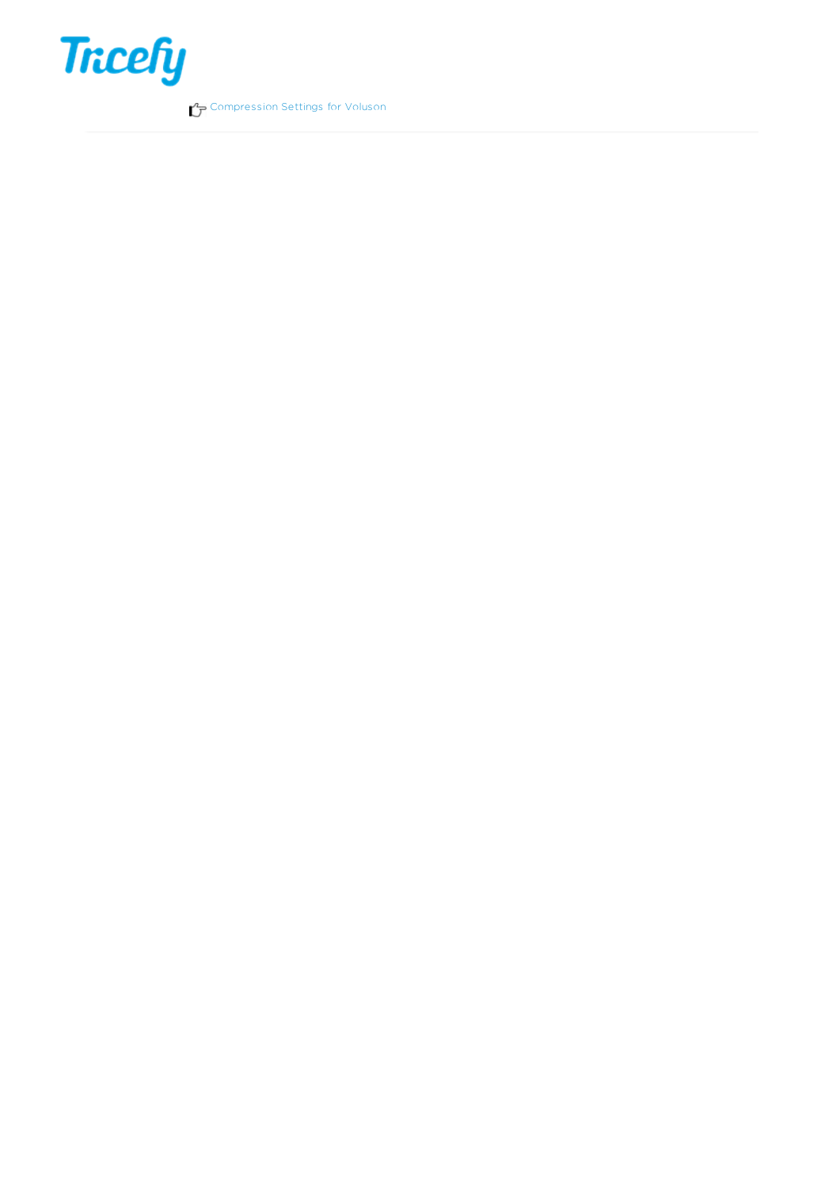☞ Compression Settings for Voluson